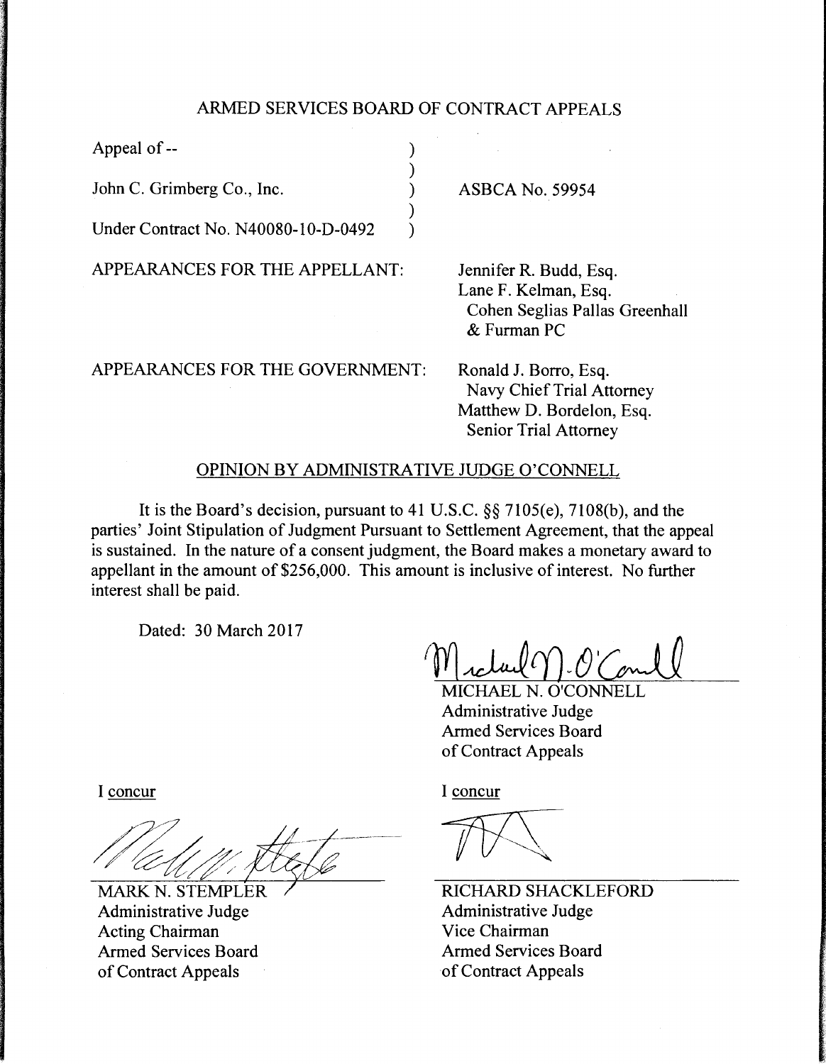# ARMED SERVICES BOARD OF CONTRACT APPEALS

Appeal of --

John C. Grimberg Co., Inc.

Under Contract No. N40080-10-D-0492

ASBCA No. 59954

APPEARANCES FOR THE APPELLANT:

Jennifer R. Budd, Esq.
Lane F. Kelman, Esq.
Cohen Seglias Pallas Greenhall & Furman PC

APPEARANCES FOR THE GOVERNMENT:

Ronald J. Borro, Esq.
Navy Chief Trial Attorney
Matthew D. Bordelon, Esq.
Senior Trial Attorney

## OPINION BY ADMINISTRATIVE JUDGE O'CONNELL

It is the Board's decision, pursuant to 41 U.S.C. §§ 7105(e), 7108(b), and the parties' Joint Stipulation of Judgment Pursuant to Settlement Agreement, that the appeal is sustained. In the nature of a consent judgment, the Board makes a monetary award to appellant in the amount of $256,000. This amount is inclusive of interest. No further interest shall be paid.

Dated: 30 March 2017

MICHAEL N. O'CONNELL
Administrative Judge
Armed Services Board of Contract Appeals

I concur

MARK N. STEMPLER
Administrative Judge
Acting Chairman
Armed Services Board of Contract Appeals

I concur

RICHARD SHACKLEFORD
Administrative Judge
Vice Chairman
Armed Services Board of Contract Appeals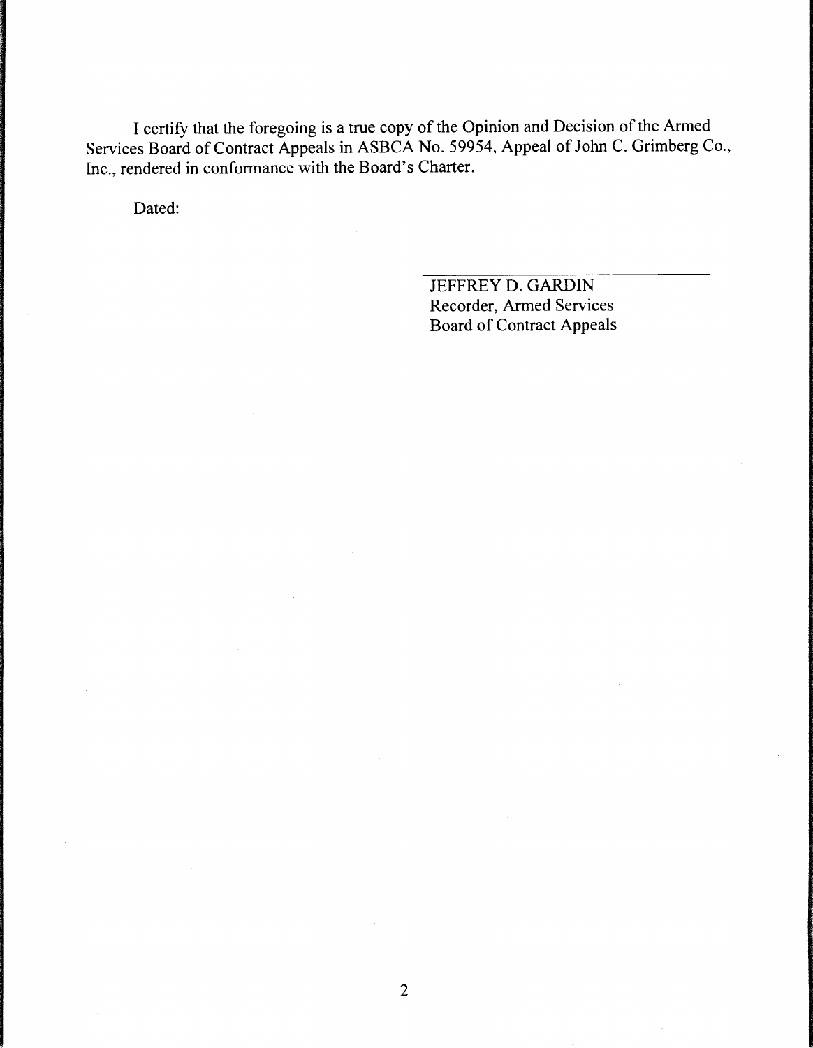I certify that the foregoing is a true copy of the Opinion and Decision of the Armed Services Board of Contract Appeals in ASBCA No. 59954, Appeal of John C. Grimberg Co., Inc., rendered in conformance with the Board's Charter.

Dated:

JEFFREY D. GARDIN
Recorder, Armed Services
Board of Contract Appeals